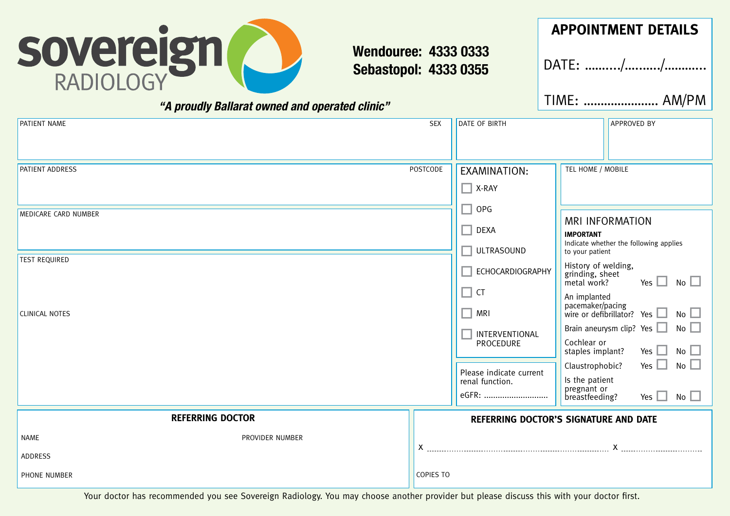# sovereign RADIOLOGY

***"A proudly Ballarat owned and operated clinic"***

**Wendouree: 4333 0333**
**Sebastopol: 4333 0355**

## APPOINTMENT DETAILS

DATE: ........../........../............

TIME: ...................... AM/PM

PATIENT NAME

SEX

DATE OF BIRTH

APPROVED BY

PATIENT ADDRESS

POSTCODE

MEDICARE CARD NUMBER

TEST REQUIRED

CLINICAL NOTES

EXAMINATION:

- ☐ X-RAY
- ☐ OPG
- ☐ DEXA
- ☐ ULTRASOUND
- ☐ ECHOCARDIOGRAPHY
- ☐ CT
- ☐ MRI
- ☐ INTERVENTIONAL PROCEDURE

Please indicate current renal function.

eGFR: ............................

TEL HOME / MOBILE

### MRI INFORMATION

**IMPORTANT**

Indicate whether the following applies to your patient

| | | |
|---|---|---|
| History of welding, grinding, sheet metal work? | Yes ☐ | No ☐ |
| An implanted pacemaker/pacing wire or defibrillator? | Yes ☐ | No ☐ |
| Brain aneurysm clip? | Yes ☐ | No ☐ |
| Cochlear or staples implant? | Yes ☐ | No ☐ |
| Claustrophobic? | Yes ☐ | No ☐ |
| Is the patient pregnant or breastfeeding? | Yes ☐ | No ☐ |

**REFERRING DOCTOR**

NAME

PROVIDER NUMBER

ADDRESS

PHONE NUMBER

**REFERRING DOCTOR'S SIGNATURE AND DATE**

X ............................................................................... X ....................................

COPIES TO

Your doctor has recommended you see Sovereign Radiology. You may choose another provider but please discuss this with your doctor first.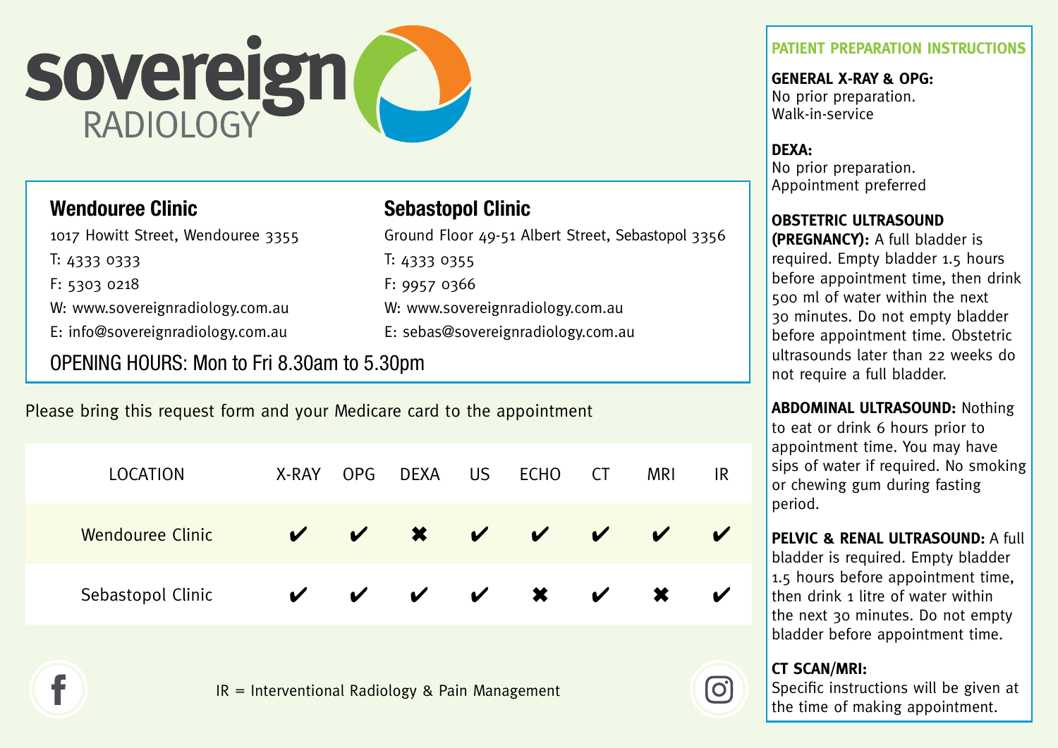# sovereign RADIOLOGY

## Wendouree Clinic

1017 Howitt Street, Wendouree 3355
T: 4333 0333
F: 5303 0218
W: www.sovereignradiology.com.au
E: info@sovereignradiology.com.au

## Sebastopol Clinic

Ground Floor 49-51 Albert Street, Sebastopol 3356
T: 4333 0355
F: 9957 0366
W: www.sovereignradiology.com.au
E: sebas@sovereignradiology.com.au

OPENING HOURS: Mon to Fri 8.30am to 5.30pm

Please bring this request form and your Medicare card to the appointment

| LOCATION | X-RAY | OPG | DEXA | US | ECHO | CT | MRI | IR |
|---|---|---|---|---|---|---|---|---|
| Wendouree Clinic | ✔ | ✔ | ✖ | ✔ | ✔ | ✔ | ✔ | ✔ |
| Sebastopol Clinic | ✔ | ✔ | ✔ | ✔ | ✖ | ✔ | ✖ | ✔ |

IR = Interventional Radiology & Pain Management

## PATIENT PREPARATION INSTRUCTIONS

**GENERAL X-RAY & OPG:**
No prior preparation.
Walk-in-service

**DEXA:**
No prior preparation.
Appointment preferred

**OBSTETRIC ULTRASOUND (PREGNANCY):** A full bladder is required. Empty bladder 1.5 hours before appointment time, then drink 500 ml of water within the next 30 minutes. Do not empty bladder before appointment time. Obstetric ultrasounds later than 22 weeks do not require a full bladder.

**ABDOMINAL ULTRASOUND:** Nothing to eat or drink 6 hours prior to appointment time. You may have sips of water if required. No smoking or chewing gum during fasting period.

**PELVIC & RENAL ULTRASOUND:** A full bladder is required. Empty bladder 1.5 hours before appointment time, then drink 1 litre of water within the next 30 minutes. Do not empty bladder before appointment time.

**CT SCAN/MRI:**
Specific instructions will be given at the time of making appointment.